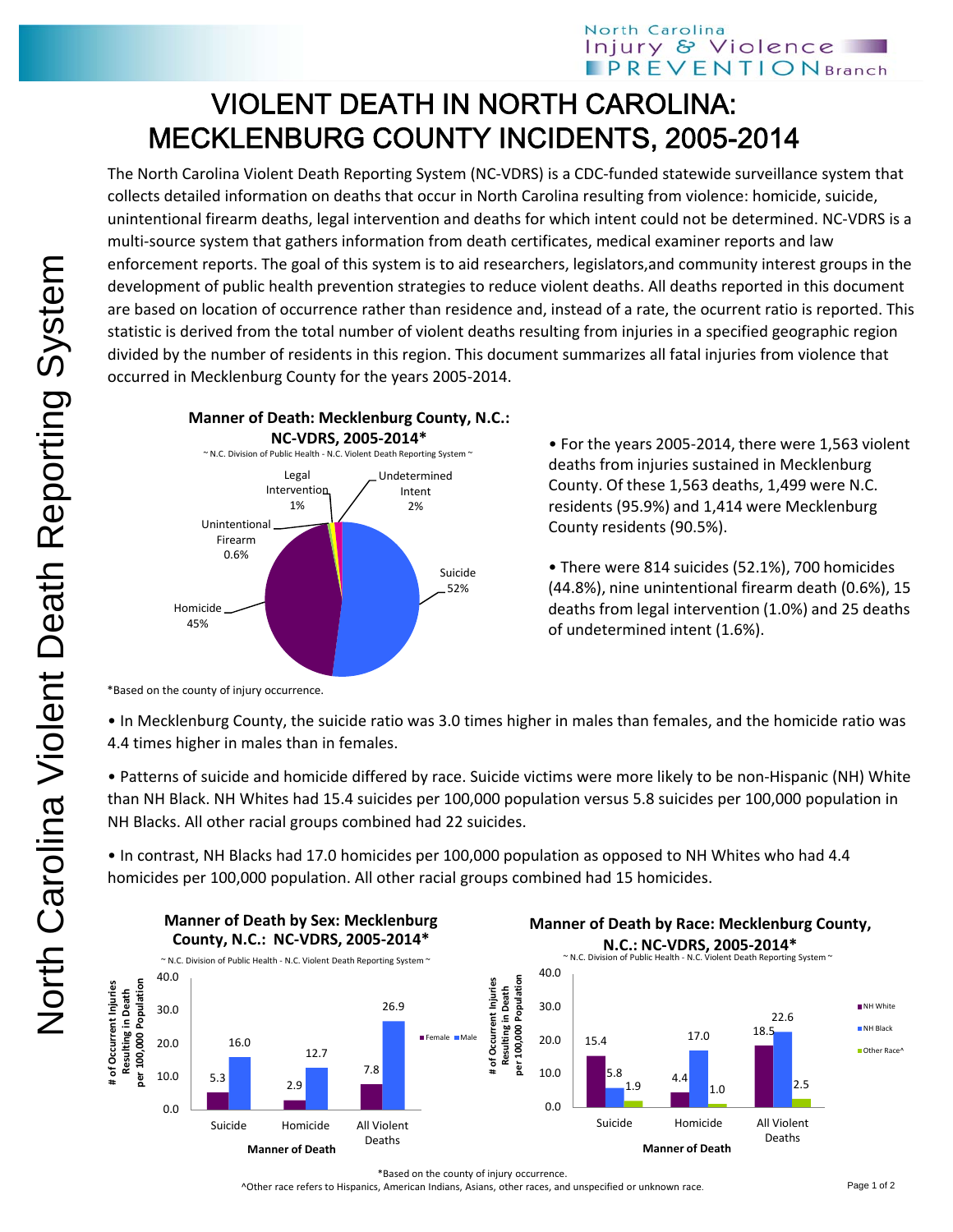# VIOLENT DEATH IN NORTH CAROLINA: MECKLENBURG COUNTY INCIDENTS, 2005-2014

The North Carolina Violent Death Reporting System (NC-VDRS) is a CDC-funded statewide surveillance system that collects detailed information on deaths that occur in North Carolina resulting from violence: homicide, suicide, unintentional firearm deaths, legal intervention and deaths for which intent could not be determined. NC-VDRS is a multi-source system that gathers information from death certificates, medical examiner reports and law enforcement reports. The goal of this system is to aid researchers, legislators,and community interest groups in the development of public health prevention strategies to reduce violent deaths. All deaths reported in this document are based on location of occurrence rather than residence and, instead of a rate, the ocurrent ratio is reported. This statistic is derived from the total number of violent deaths resulting from injuries in a specified geographic region divided by the number of residents in this region. This document summarizes all fatal injuries from violence that occurred in Mecklenburg County for the years 2005-2014.

**Manner of Death: Mecklenburg County, N.C.: NC-VDRS, 2005-2014***

~ N.C. Division of Public Health - N.C. Violent Death Reporting System ~

| Manner of Death | Percent |
|---|---|
| Suicide | 52% |
| Homicide | 45% |
| Unintentional Firearm | 0.6% |
| Legal Intervention | 1% |
| Undetermined Intent | 2% |

*Based on the county of injury occurrence.

- For the years 2005-2014, there were 1,563 violent deaths from injuries sustained in Mecklenburg County. Of these 1,563 deaths, 1,499 were N.C. residents (95.9%) and 1,414 were Mecklenburg County residents (90.5%).
- There were 814 suicides (52.1%), 700 homicides (44.8%), nine unintentional firearm death (0.6%), 15 deaths from legal intervention (1.0%) and 25 deaths of undetermined intent (1.6%).

- In Mecklenburg County, the suicide ratio was 3.0 times higher in males than females, and the homicide ratio was 4.4 times higher in males than in females.
- Patterns of suicide and homicide differed by race. Suicide victims were more likely to be non-Hispanic (NH) White than NH Black. NH Whites had 15.4 suicides per 100,000 population versus 5.8 suicides per 100,000 population in NH Blacks. All other racial groups combined had 22 suicides.
- In contrast, NH Blacks had 17.0 homicides per 100,000 population as opposed to NH Whites who had 4.4 homicides per 100,000 population. All other racial groups combined had 15 homicides.

**Manner of Death by Sex: Mecklenburg County, N.C.: NC-VDRS, 2005-2014***

~ N.C. Division of Public Health - N.C. Violent Death Reporting System ~

# of Occurrent Injuries Resulting in Death per 100,000 Population

| Manner of Death | Female | Male |
|---|---|---|
| Suicide | 5.3 | 16.0 |
| Homicide | 2.9 | 12.7 |
| All Violent Deaths | 7.8 | 26.9 |

**Manner of Death by Race: Mecklenburg County, N.C.: NC-VDRS, 2005-2014***

~ N.C. Division of Public Health - N.C. Violent Death Reporting System ~

# of Occurrent Injuries Resulting in Death per 100,000 Population

| Manner of Death | NH White | NH Black | Other Race^ |
|---|---|---|---|
| Suicide | 15.4 | 5.8 | 1.9 |
| Homicide | 4.4 | 17.0 | 1.0 |
| All Violent Deaths | 18.5 | 22.6 | 2.5 |

*Based on the county of injury occurrence.

^Other race refers to Hispanics, American Indians, Asians, other races, and unspecified or unknown race.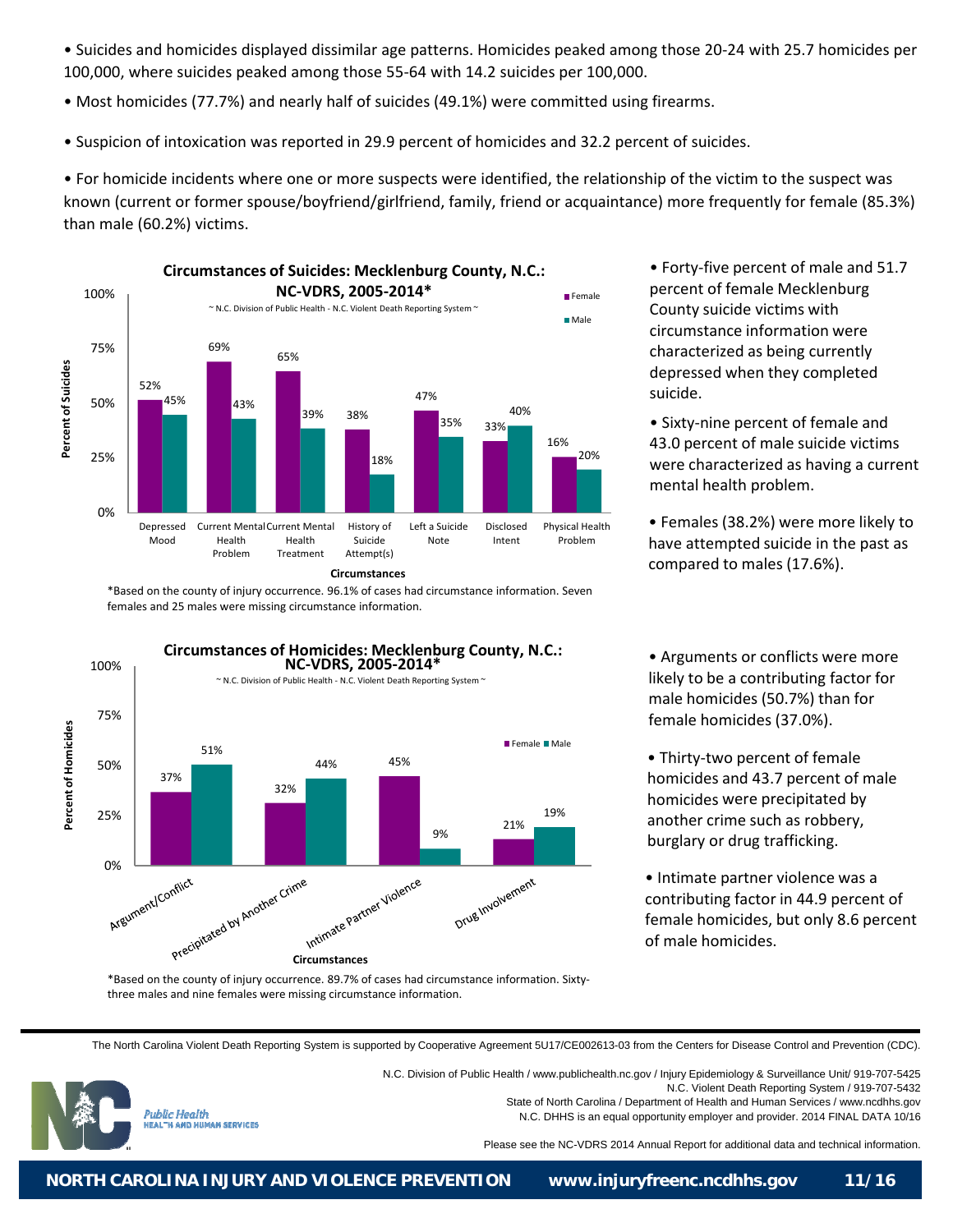• Suicides and homicides displayed dissimilar age patterns. Homicides peaked among those 20-24 with 25.7 homicides per 100,000, where suicides peaked among those 55-64 with 14.2 suicides per 100,000.

• Most homicides (77.7%) and nearly half of suicides (49.1%) were committed using firearms.

• Suspicion of intoxication was reported in 29.9 percent of homicides and 32.2 percent of suicides.

• For homicide incidents where one or more suspects were identified, the relationship of the victim to the suspect was known (current or former spouse/boyfriend/girlfriend, family, friend or acquaintance) more frequently for female (85.3%) than male (60.2%) victims.

**Circumstances of Suicides: Mecklenburg County, N.C.: NC-VDRS, 2005-2014***

~ N.C. Division of Public Health - N.C. Violent Death Reporting System ~

Female
Male

Percent of Suicides
100%
75%
50%
25%
0%

Depressed Mood: 52% 45%
Current Mental Health Problem: 69% 43%
Current Mental Health Treatment: 65% 39%
History of Suicide Attempt(s): 38% 18%
Left a Suicide Note: 47% 35%
Disclosed Intent: 33% 40%
Physical Health Problem: 16% 20%

Circumstances

*Based on the county of injury occurrence. 96.1% of cases had circumstance information. Seven females and 25 males were missing circumstance information.

• Forty-five percent of male and 51.7 percent of female Mecklenburg County suicide victims with circumstance information were characterized as being currently depressed when they completed suicide.

• Sixty-nine percent of female and 43.0 percent of male suicide victims were characterized as having a current mental health problem.

• Females (38.2%) were more likely to have attempted suicide in the past as compared to males (17.6%).

**Circumstances of Homicides: Mecklenburg County, N.C.: NC-VDRS, 2005-2014***

~ N.C. Division of Public Health - N.C. Violent Death Reporting System ~

Female
Male

Percent of Homicides
100%
75%
50%
25%
0%

Argument/Conflict: 37% 51%
Precipitated by Another Crime: 32% 44%
Intimate Partner Violence: 45% 9%
Drug Involvement: 21% 19%

Circumstances

*Based on the county of injury occurrence. 89.7% of cases had circumstance information. Sixty-three males and nine females were missing circumstance information.

• Arguments or conflicts were more likely to be a contributing factor for male homicides (50.7%) than for female homicides (37.0%).

• Thirty-two percent of female homicides and 43.7 percent of male homicides were precipitated by another crime such as robbery, burglary or drug trafficking.

• Intimate partner violence was a contributing factor in 44.9 percent of female homicides, but only 8.6 percent of male homicides.

The North Carolina Violent Death Reporting System is supported by Cooperative Agreement 5U17/CE002613-03 from the Centers for Disease Control and Prevention (CDC).

N.C. Division of Public Health / www.publichealth.nc.gov / Injury Epidemiology & Surveillance Unit/ 919-707-5425
N.C. Violent Death Reporting System / 919-707-5432
State of North Carolina / Department of Health and Human Services / www.ncdhhs.gov
N.C. DHHS is an equal opportunity employer and provider. 2014 FINAL DATA 10/16

Please see the NC-VDRS 2014 Annual Report for additional data and technical information.